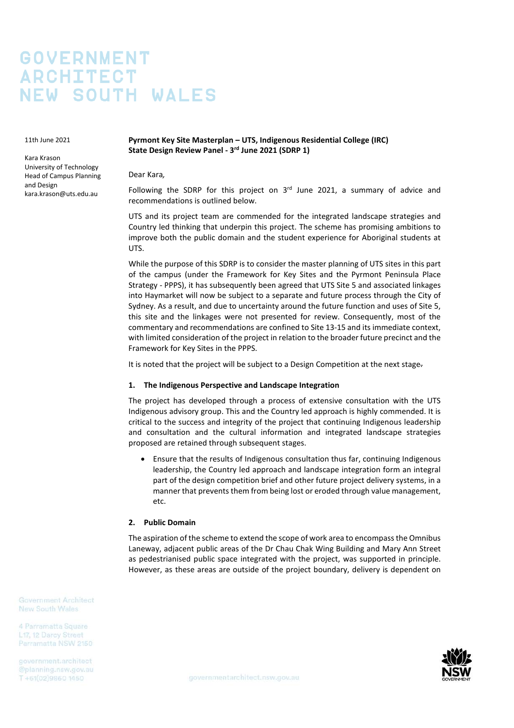# GOVERNMENT ARCHITECT NEW SOUTH WALES

11th June 2021

Kara Krason
University of Technology
Head of Campus Planning and Design
kara.krason@uts.edu.au

**Pyrmont Key Site Masterplan – UTS, Indigenous Residential College (IRC)**
**State Design Review Panel - 3rd June 2021 (SDRP 1)**

Dear Kara,

Following the SDRP for this project on 3rd June 2021, a summary of advice and recommendations is outlined below.

UTS and its project team are commended for the integrated landscape strategies and Country led thinking that underpin this project. The scheme has promising ambitions to improve both the public domain and the student experience for Aboriginal students at UTS.

While the purpose of this SDRP is to consider the master planning of UTS sites in this part of the campus (under the Framework for Key Sites and the Pyrmont Peninsula Place Strategy - PPPS), it has subsequently been agreed that UTS Site 5 and associated linkages into Haymarket will now be subject to a separate and future process through the City of Sydney. As a result, and due to uncertainty around the future function and uses of Site 5, this site and the linkages were not presented for review. Consequently, most of the commentary and recommendations are confined to Site 13-15 and its immediate context, with limited consideration of the project in relation to the broader future precinct and the Framework for Key Sites in the PPPS.

It is noted that the project will be subject to a Design Competition at the next stage.

### 1. The Indigenous Perspective and Landscape Integration

The project has developed through a process of extensive consultation with the UTS Indigenous advisory group. This and the Country led approach is highly commended. It is critical to the success and integrity of the project that continuing Indigenous leadership and consultation and the cultural information and integrated landscape strategies proposed are retained through subsequent stages.

- Ensure that the results of Indigenous consultation thus far, continuing Indigenous leadership, the Country led approach and landscape integration form an integral part of the design competition brief and other future project delivery systems, in a manner that prevents them from being lost or eroded through value management, etc.

### 2. Public Domain

The aspiration of the scheme to extend the scope of work area to encompass the Omnibus Laneway, adjacent public areas of the Dr Chau Chak Wing Building and Mary Ann Street as pedestrianised public space integrated with the project, was supported in principle. However, as these areas are outside of the project boundary, delivery is dependent on

Government Architect New South Wales

4 Parramatta Square
L17, 12 Darcy Street
Parramatta NSW 2150

government.architect@planning.nsw.gov.au
T +61(02)9860 1450

governmentarchitect.nsw.gov.au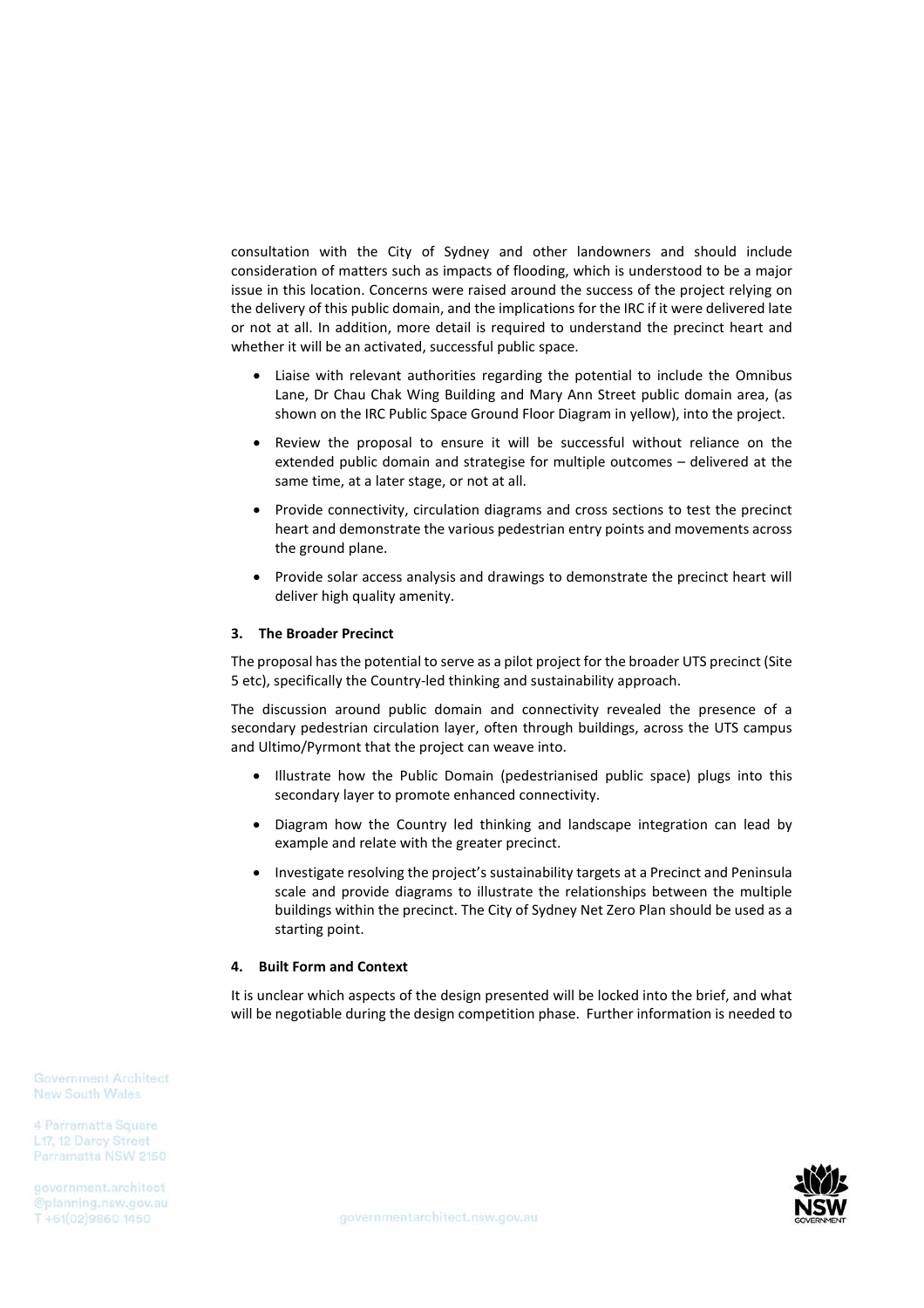consultation with the City of Sydney and other landowners and should include consideration of matters such as impacts of flooding, which is understood to be a major issue in this location. Concerns were raised around the success of the project relying on the delivery of this public domain, and the implications for the IRC if it were delivered late or not at all. In addition, more detail is required to understand the precinct heart and whether it will be an activated, successful public space.

- Liaise with relevant authorities regarding the potential to include the Omnibus Lane, Dr Chau Chak Wing Building and Mary Ann Street public domain area, (as shown on the IRC Public Space Ground Floor Diagram in yellow), into the project.
- Review the proposal to ensure it will be successful without reliance on the extended public domain and strategise for multiple outcomes – delivered at the same time, at a later stage, or not at all.
- Provide connectivity, circulation diagrams and cross sections to test the precinct heart and demonstrate the various pedestrian entry points and movements across the ground plane.
- Provide solar access analysis and drawings to demonstrate the precinct heart will deliver high quality amenity.

#### 3. The Broader Precinct

The proposal has the potential to serve as a pilot project for the broader UTS precinct (Site 5 etc), specifically the Country-led thinking and sustainability approach.

The discussion around public domain and connectivity revealed the presence of a secondary pedestrian circulation layer, often through buildings, across the UTS campus and Ultimo/Pyrmont that the project can weave into.

- Illustrate how the Public Domain (pedestrianised public space) plugs into this secondary layer to promote enhanced connectivity.
- Diagram how the Country led thinking and landscape integration can lead by example and relate with the greater precinct.
- Investigate resolving the project's sustainability targets at a Precinct and Peninsula scale and provide diagrams to illustrate the relationships between the multiple buildings within the precinct. The City of Sydney Net Zero Plan should be used as a starting point.

#### 4. Built Form and Context

It is unclear which aspects of the design presented will be locked into the brief, and what will be negotiable during the design competition phase. Further information is needed to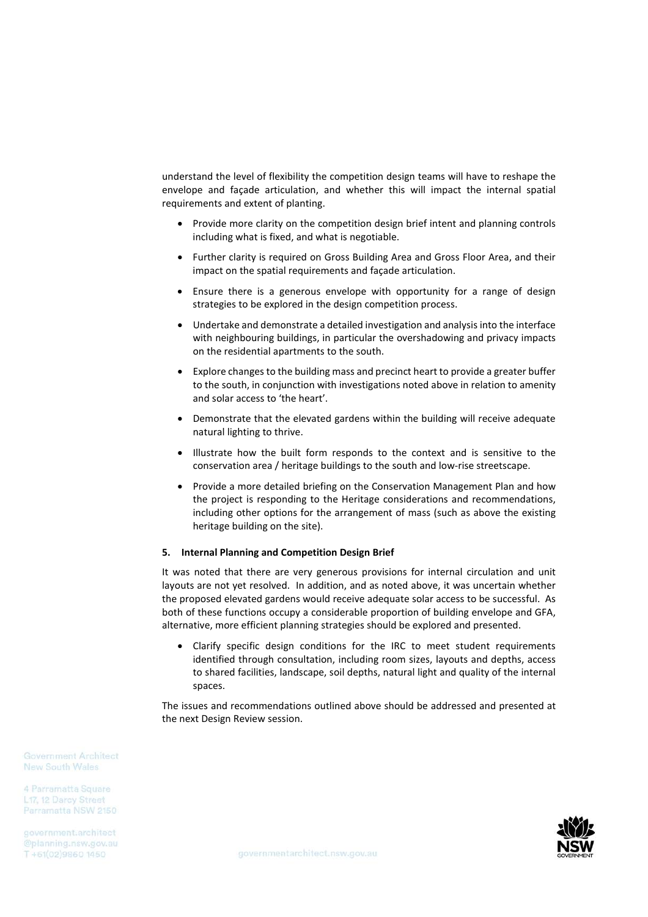understand the level of flexibility the competition design teams will have to reshape the envelope and façade articulation, and whether this will impact the internal spatial requirements and extent of planting.

- Provide more clarity on the competition design brief intent and planning controls including what is fixed, and what is negotiable.
- Further clarity is required on Gross Building Area and Gross Floor Area, and their impact on the spatial requirements and façade articulation.
- Ensure there is a generous envelope with opportunity for a range of design strategies to be explored in the design competition process.
- Undertake and demonstrate a detailed investigation and analysis into the interface with neighbouring buildings, in particular the overshadowing and privacy impacts on the residential apartments to the south.
- Explore changes to the building mass and precinct heart to provide a greater buffer to the south, in conjunction with investigations noted above in relation to amenity and solar access to 'the heart'.
- Demonstrate that the elevated gardens within the building will receive adequate natural lighting to thrive.
- Illustrate how the built form responds to the context and is sensitive to the conservation area / heritage buildings to the south and low-rise streetscape.
- Provide a more detailed briefing on the Conservation Management Plan and how the project is responding to the Heritage considerations and recommendations, including other options for the arrangement of mass (such as above the existing heritage building on the site).

**5. Internal Planning and Competition Design Brief**

It was noted that there are very generous provisions for internal circulation and unit layouts are not yet resolved. In addition, and as noted above, it was uncertain whether the proposed elevated gardens would receive adequate solar access to be successful. As both of these functions occupy a considerable proportion of building envelope and GFA, alternative, more efficient planning strategies should be explored and presented.

- Clarify specific design conditions for the IRC to meet student requirements identified through consultation, including room sizes, layouts and depths, access to shared facilities, landscape, soil depths, natural light and quality of the internal spaces.

The issues and recommendations outlined above should be addressed and presented at the next Design Review session.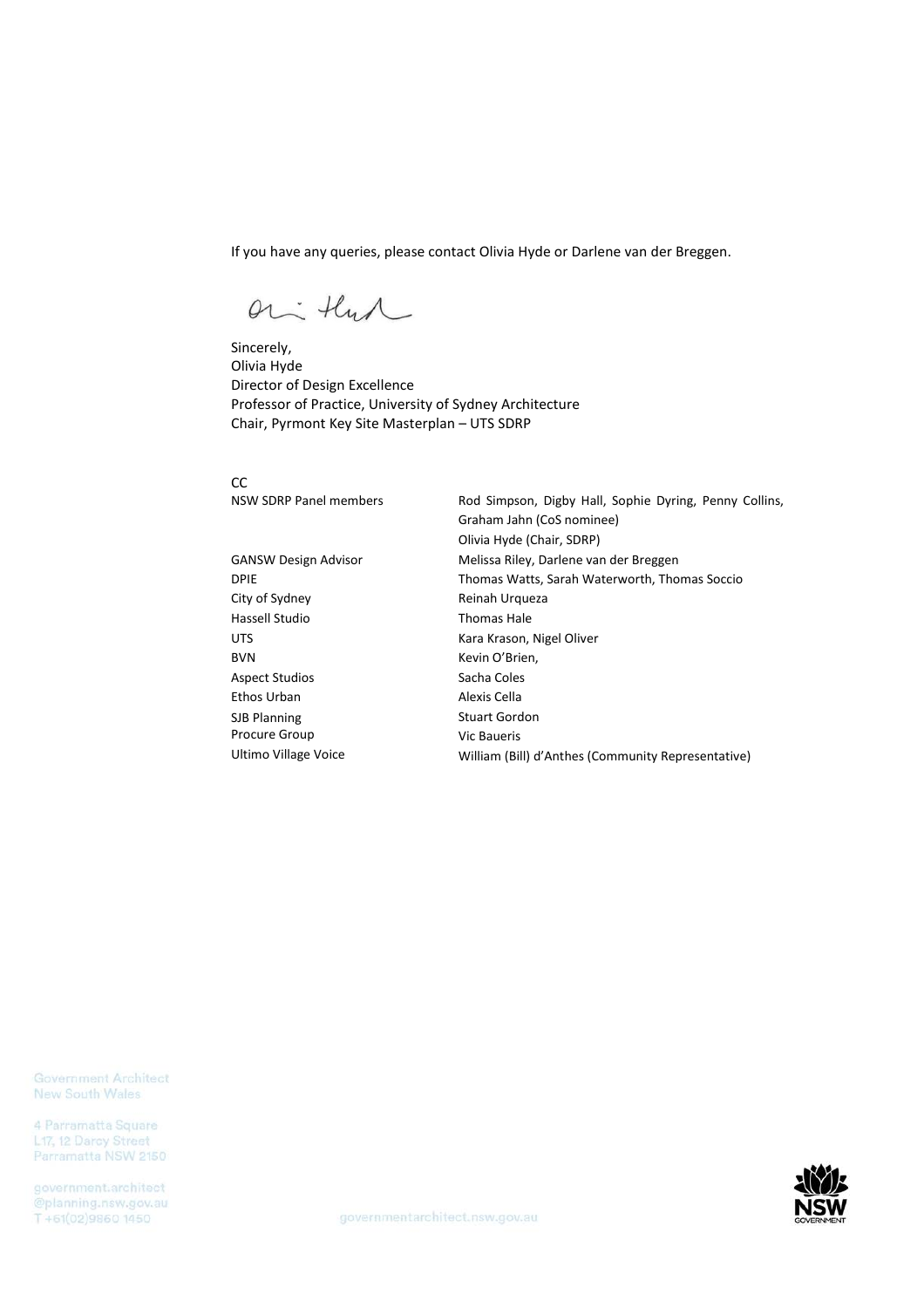If you have any queries, please contact Olivia Hyde or Darlene van der Breggen.

Sincerely,
Olivia Hyde
Director of Design Excellence
Professor of Practice, University of Sydney Architecture
Chair, Pyrmont Key Site Masterplan – UTS SDRP

CC

| | |
|---|---|
| NSW SDRP Panel members | Rod Simpson, Digby Hall, Sophie Dyring, Penny Collins, Graham Jahn (CoS nominee) |
| | Olivia Hyde (Chair, SDRP) |
| GANSW Design Advisor | Melissa Riley, Darlene van der Breggen |
| DPIE | Thomas Watts, Sarah Waterworth, Thomas Soccio |
| City of Sydney | Reinah Urqueza |
| Hassell Studio | Thomas Hale |
| UTS | Kara Krason, Nigel Oliver |
| BVN | Kevin O'Brien, |
| Aspect Studios | Sacha Coles |
| Ethos Urban | Alexis Cella |
| SJB Planning | Stuart Gordon |
| Procure Group | Vic Baueris |
| Ultimo Village Voice | William (Bill) d'Anthes (Community Representative) |

Government Architect
New South Wales

4 Parramatta Square
L17, 12 Darcy Street
Parramatta NSW 2150

government.architect
@planning.nsw.gov.au
T +61(02)9860 1450

governmentarchitect.nsw.gov.au